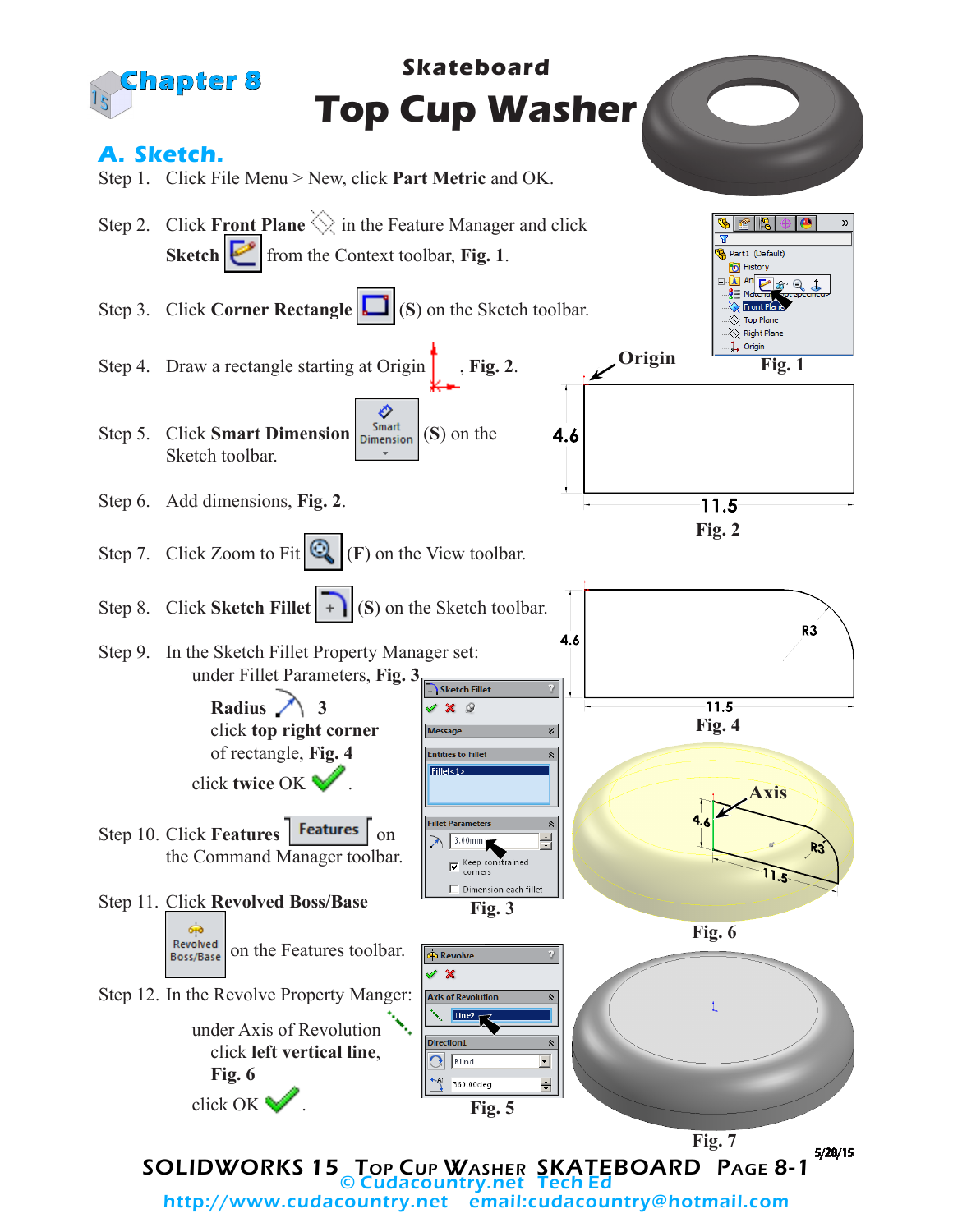# Chapter 8

## Skateboard

# Top Cup Washer

## A. Sketch.

Step 1. Click File Menu > New, click **Part Metric** and OK.

Step 2. Click **Front Plane** in the Feature Manager and click **Sketch** from the Context toolbar, **Fig. 1**.

Step 3. Click **Corner Rectangle** (**S**) on the Sketch toolbar.

Step 4. Draw a rectangle starting at Origin, **Fig. 2**.

Step 5. Click **Smart Dimension** (**S**) on the Sketch toolbar.

Step 6. Add dimensions, **Fig. 2**.

Step 7. Click Zoom to Fit (**F**) on the View toolbar.

Step 8. Click **Sketch Fillet** (**S**) on the Sketch toolbar.

Step 9. In the Sketch Fillet Property Manager set:
under Fillet Parameters, **Fig. 3**

**Radius** 3
click **top right corner** of rectangle, **Fig. 4**
click **twice** OK.

Step 10. Click **Features** on the Command Manager toolbar.

Step 11. Click **Revolved Boss/Base** on the Features toolbar.

Step 12. In the Revolve Property Manger:
under Axis of Revolution
click **left vertical line**, **Fig. 6**
click OK.

Fig. 1

Origin

4.6

11.5

Fig. 2

4.6

R3

11.5

Fig. 4

Fig. 3

Axis

4.6

R3

11.5

Fig. 6

Fig. 5

Fig. 7

5/28/15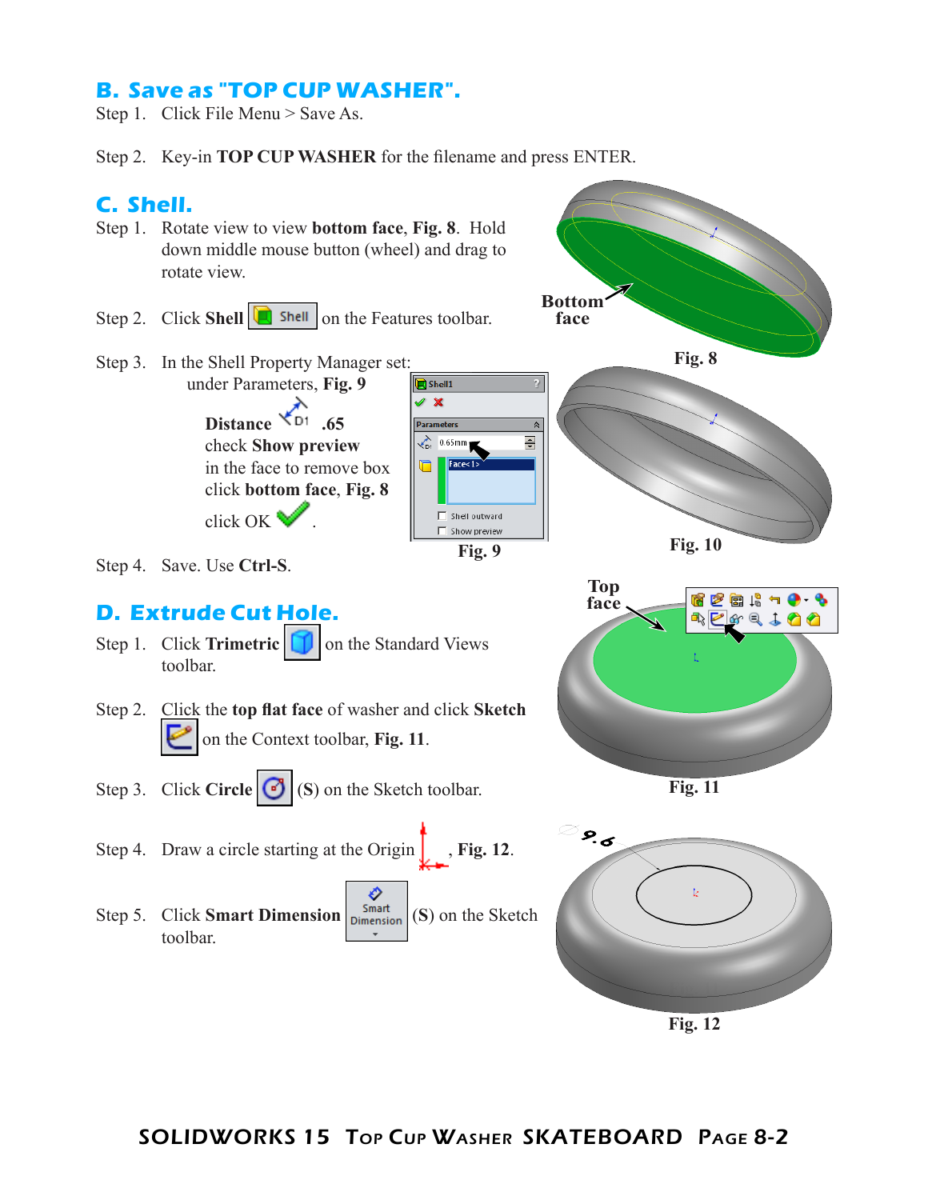## B. Save as "TOP CUP WASHER".

Step 1. Click File Menu > Save As.

Step 2. Key-in **TOP CUP WASHER** for the filename and press ENTER.

## C. Shell.

Step 1. Rotate view to view **bottom face**, **Fig. 8**. Hold down middle mouse button (wheel) and drag to rotate view.

Step 2. Click **Shell** on the Features toolbar.

Step 3. In the Shell Property Manager set: under Parameters, **Fig. 9**

**Distance** D1 **.65**
check **Show preview**
in the face to remove box
click **bottom face**, **Fig. 8**
click OK.

Step 4. Save. Use **Ctrl-S**.

Bottom face

Fig. 8

Fig. 9

Fig. 10

## D. Extrude Cut Hole.

Step 1. Click **Trimetric** on the Standard Views toolbar.

Step 2. Click the **top flat face** of washer and click **Sketch** on the Context toolbar, **Fig. 11**.

Step 3. Click **Circle** (**S**) on the Sketch toolbar.

Step 4. Draw a circle starting at the Origin, **Fig. 12**.

Step 5. Click **Smart Dimension** (**S**) on the Sketch toolbar.

Top face

Fig. 11

Fig. 12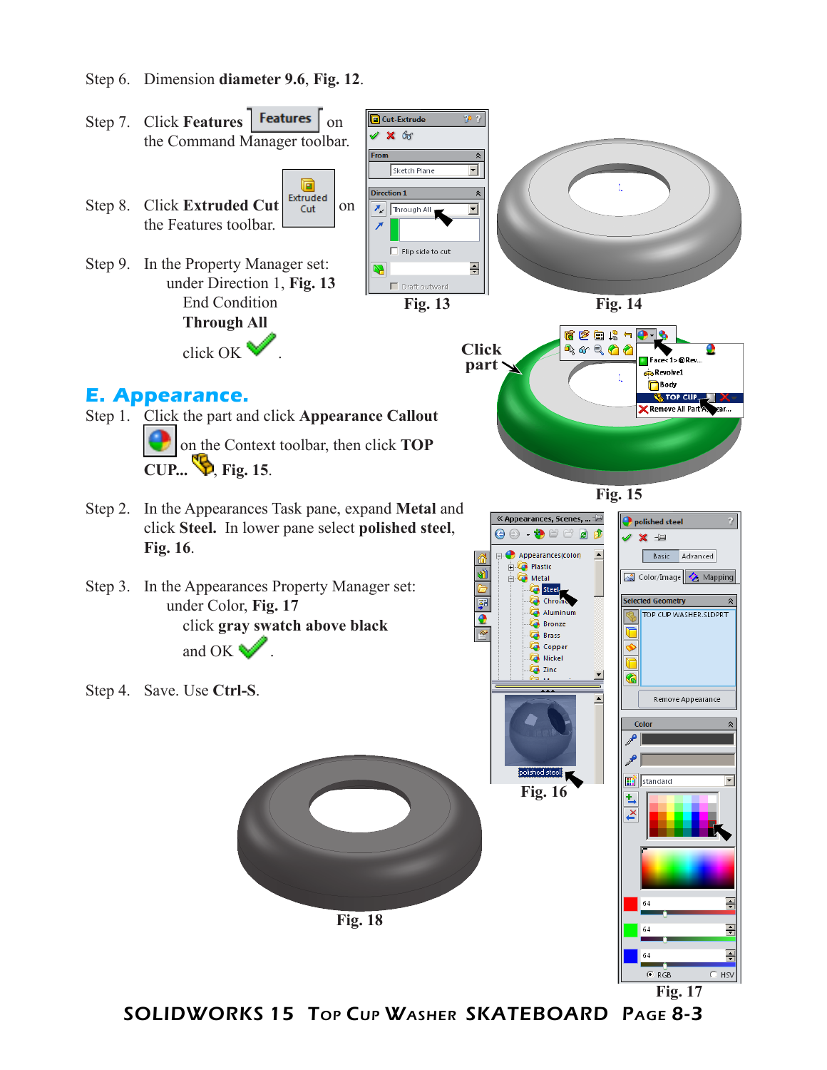Step 6. Dimension **diameter 9.6**, **Fig. 12**.

Step 7. Click **Features** on the Command Manager toolbar.

Step 8. Click **Extruded Cut** on the Features toolbar.

Step 9. In the Property Manager set:
under Direction 1, **Fig. 13**
End Condition
**Through All**
click OK .

Fig. 13

Fig. 14

## E. Appearance.

Step 1. Click the part and click **Appearance Callout** on the Context toolbar, then click **TOP CUP...**, **Fig. 15**.

Click part

Fig. 15

Step 2. In the Appearances Task pane, expand **Metal** and click **Steel.** In lower pane select **polished steel**, **Fig. 16**.

Step 3. In the Appearances Property Manager set:
under Color, **Fig. 17**
click **gray swatch above black**
and OK .

Step 4. Save. Use **Ctrl-S**.

Fig. 16

Fig. 17

Fig. 18